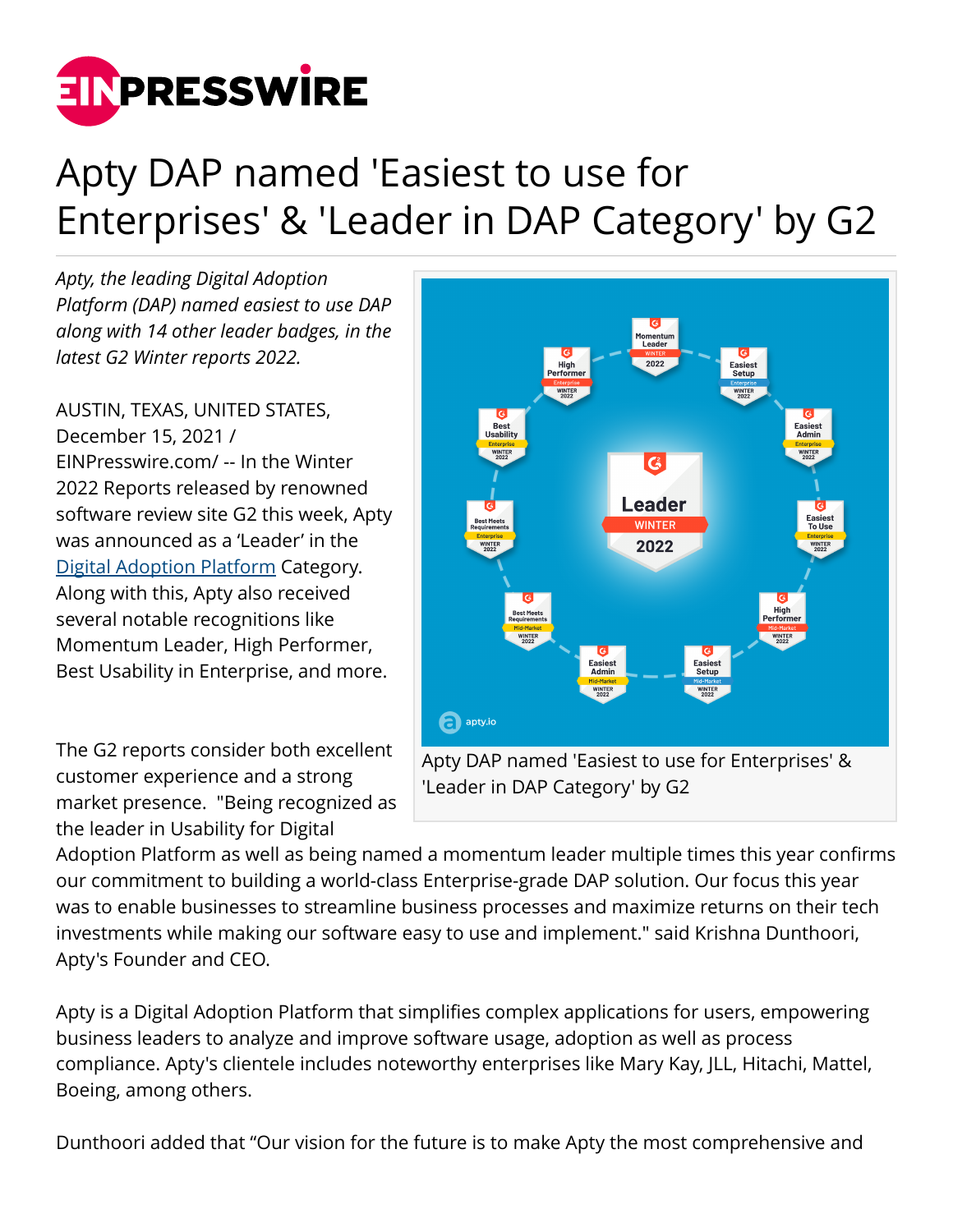# Apty DAP named 'Easiest to use for Enterprises' & 'Leader in DAP Category' by G2

*Apty, the leading Digital Adoption Platform (DAP) named easiest to use DAP along with 14 other leader badges, in the latest G2 Winter reports 2022.*

AUSTIN, TEXAS, UNITED STATES, December 15, 2021 / EINPresswire.com/ -- In the Winter 2022 Reports released by renowned software review site G2 this week, Apty was announced as a 'Leader' in the Digital Adoption Platform Category. Along with this, Apty also received several notable recognitions like Momentum Leader, High Performer, Best Usability in Enterprise, and more.

Apty DAP named 'Easiest to use for Enterprises' & 'Leader in DAP Category' by G2

The G2 reports consider both excellent customer experience and a strong market presence. "Being recognized as the leader in Usability for Digital Adoption Platform as well as being named a momentum leader multiple times this year confirms our commitment to building a world-class Enterprise-grade DAP solution. Our focus this year was to enable businesses to streamline business processes and maximize returns on their tech investments while making our software easy to use and implement." said Krishna Dunthoori, Apty's Founder and CEO.

Apty is a Digital Adoption Platform that simplifies complex applications for users, empowering business leaders to analyze and improve software usage, adoption as well as process compliance. Apty's clientele includes noteworthy enterprises like Mary Kay, JLL, Hitachi, Mattel, Boeing, among others.

Dunthoori added that "Our vision for the future is to make Apty the most comprehensive and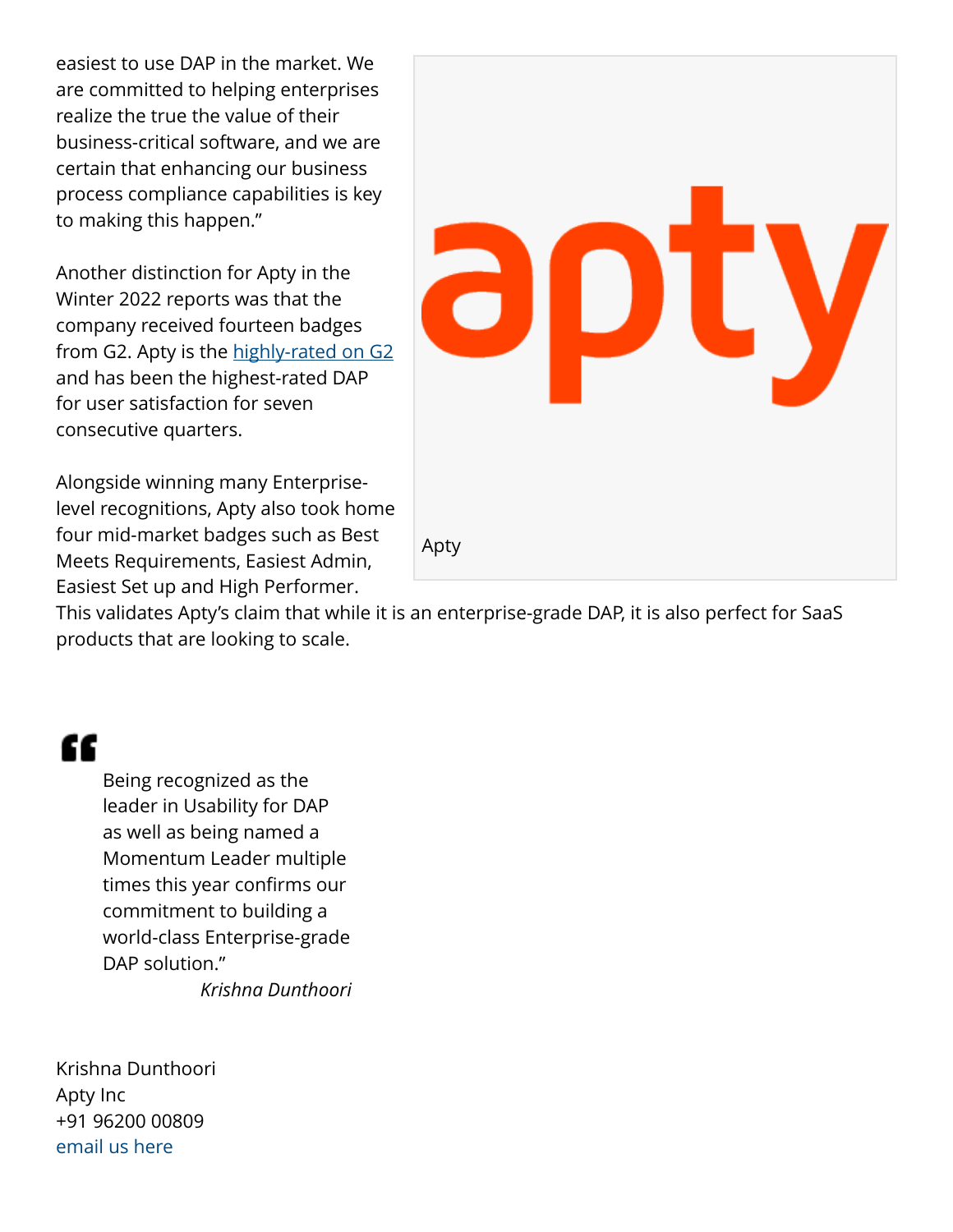easiest to use DAP in the market. We are committed to helping enterprises realize the true the value of their business-critical software, and we are certain that enhancing our business process compliance capabilities is key to making this happen."

Another distinction for Apty in the Winter 2022 reports was that the company received fourteen badges from G2. Apty is the highly-rated on G2 and has been the highest-rated DAP for user satisfaction for seven consecutive quarters.

Alongside winning many Enterprise-level recognitions, Apty also took home four mid-market badges such as Best Meets Requirements, Easiest Admin, Easiest Set up and High Performer. This validates Apty's claim that while it is an enterprise-grade DAP, it is also perfect for SaaS products that are looking to scale.

Apty

> "Being recognized as the leader in Usability for DAP as well as being named a Momentum Leader multiple times this year confirms our commitment to building a world-class Enterprise-grade DAP solution."
>
> *Krishna Dunthoori*

Krishna Dunthoori
Apty Inc
+91 96200 00809
email us here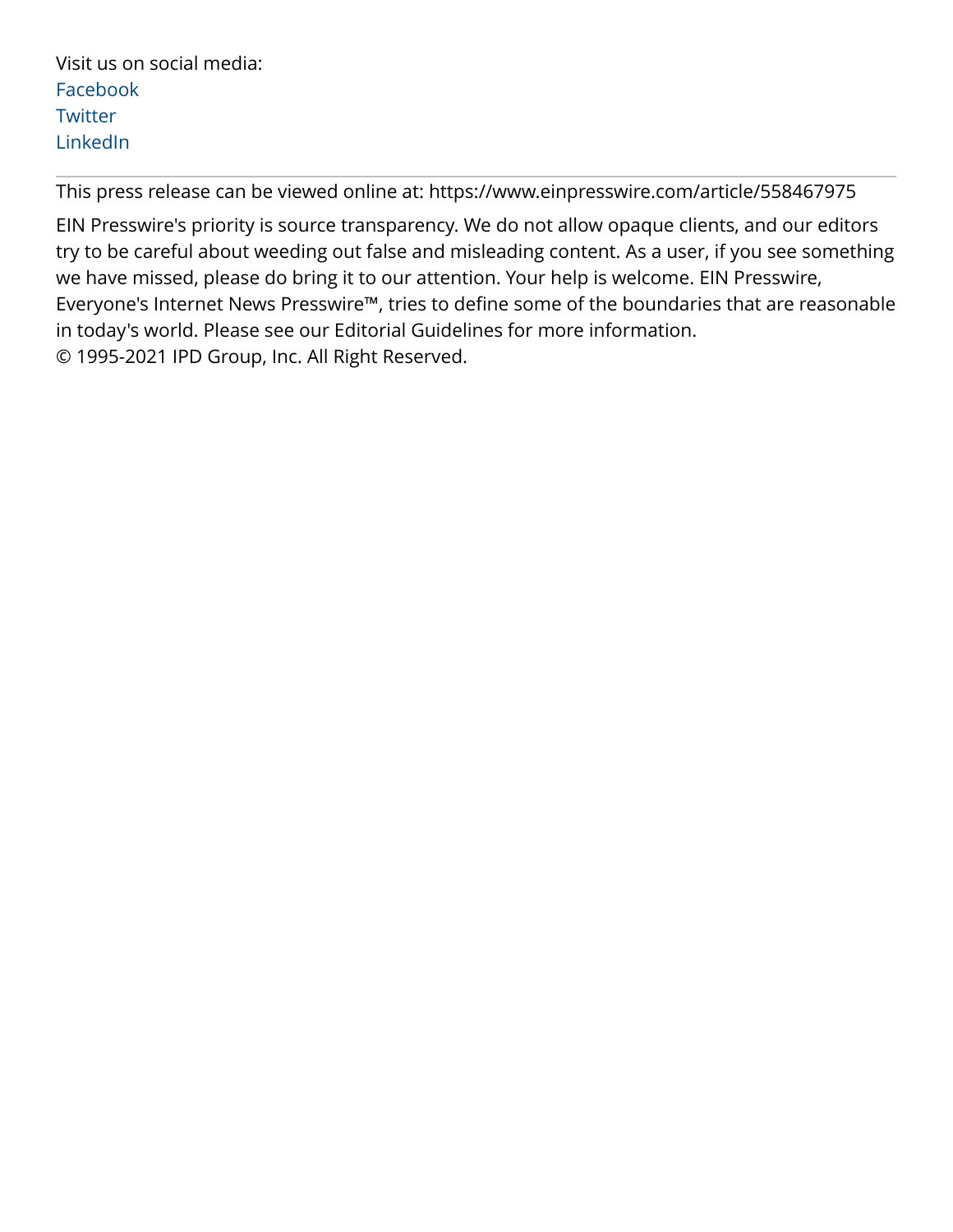Visit us on social media:
Facebook
Twitter
LinkedIn

---

This press release can be viewed online at: https://www.einpresswire.com/article/558467975

EIN Presswire's priority is source transparency. We do not allow opaque clients, and our editors try to be careful about weeding out false and misleading content. As a user, if you see something we have missed, please do bring it to our attention. Your help is welcome. EIN Presswire, Everyone's Internet News Presswire™, tries to define some of the boundaries that are reasonable in today's world. Please see our Editorial Guidelines for more information.
© 1995-2021 IPD Group, Inc. All Right Reserved.